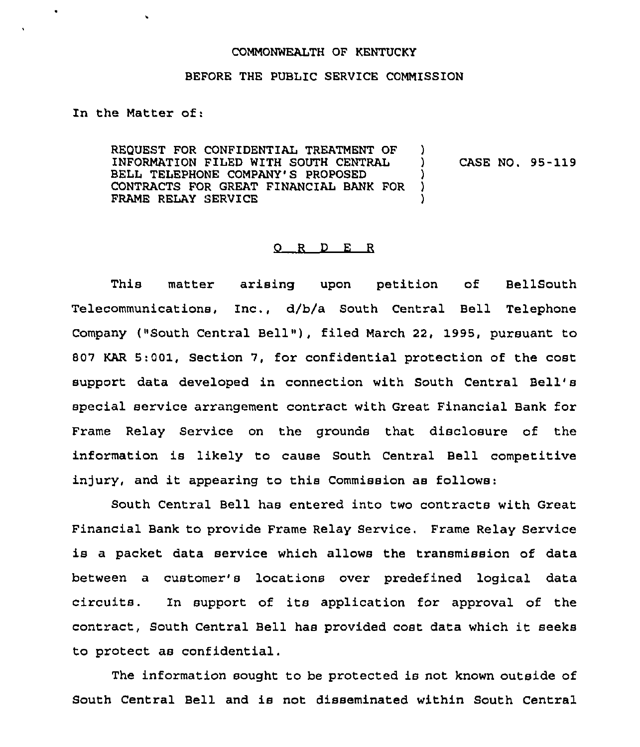COMMONWEALTH OF KENTUCKY

BEFORE THE PUBLIC SERVICE COMMISSION

In the Matter of:

| | | |
|---|---|---|
| REQUEST FOR CONFIDENTIAL TREATMENT OF INFORMATION FILED WITH SOUTH CENTRAL BELL TELEPHONE COMPANY'S PROPOSED CONTRACTS FOR GREAT FINANCIAL BANK FOR FRAME RELAY SERVICE | ) ) ) ) ) | CASE NO. 95-119 |

## O R D E R

This matter arising upon petition of BellSouth Telecommunications, Inc., d/b/a South Central Bell Telephone Company ("South Central Bell"), filed March 22, 1995, pursuant to 807 KAR 5:001, Section 7, for confidential protection of the cost support data developed in connection with South Central Bell's special service arrangement contract with Great Financial Bank for Frame Relay Service on the grounds that disclosure of the information is likely to cause South Central Bell competitive injury, and it appearing to this Commission as follows:

South Central Bell has entered into two contracts with Great Financial Bank to provide Frame Relay Service. Frame Relay Service is a packet data service which allows the transmission of data between a customer's locations over predefined logical data circuits. In support of its application for approval of the contract, South Central Bell has provided cost data which it seeks to protect as confidential.

The information sought to be protected is not known outside of South Central Bell and is not disseminated within South Central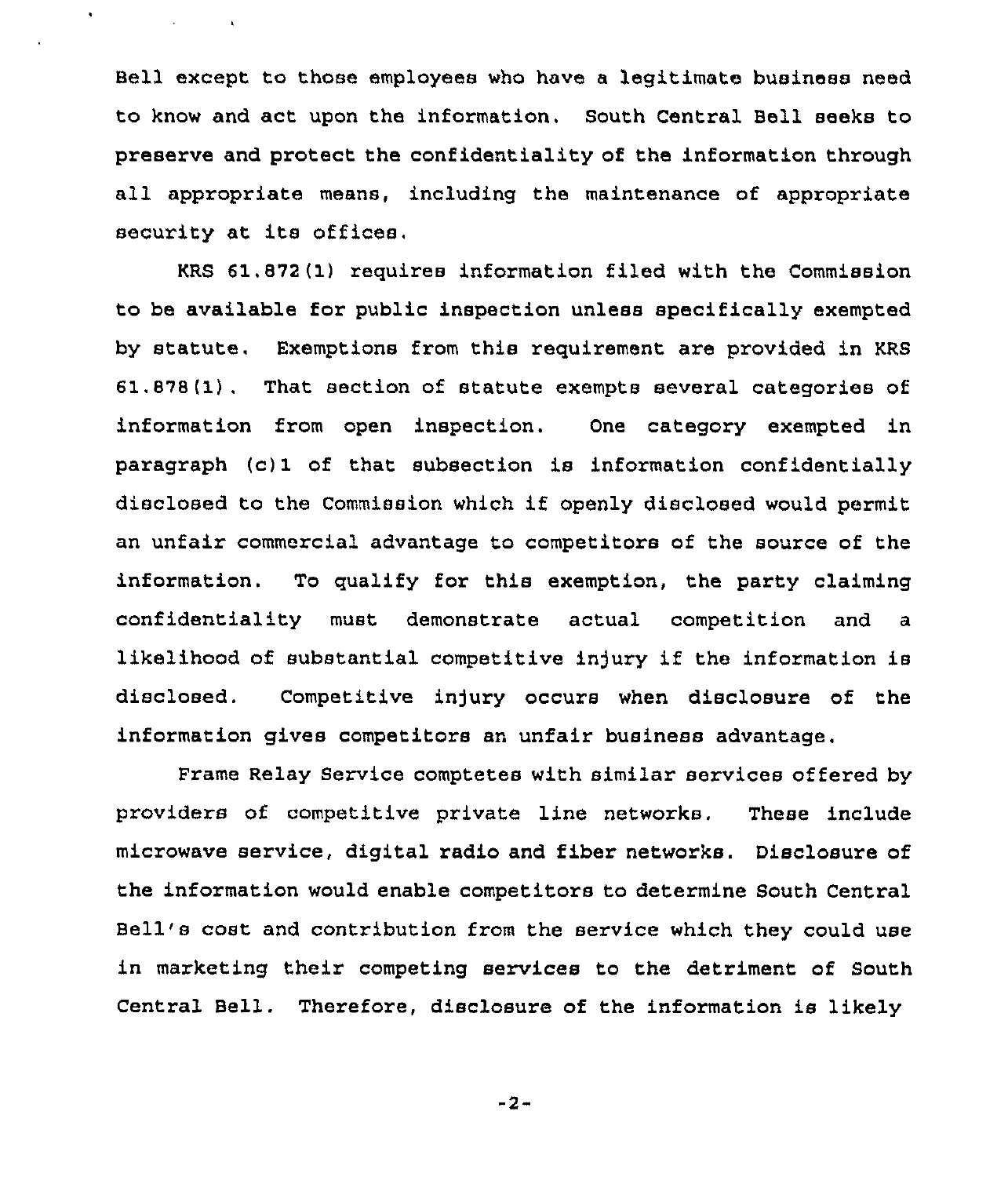Bell except to those employees who have a legitimate business need to know and act upon the information. South Central Bell seeks to preserve and protect the confidentiality of the information through all appropriate means, including the maintenance of appropriate security at its offices.

KRS 61.872(1) requires information filed with the Commission to be available for public inspection unless specifically exempted by statute. Exemptions from this requirement are provided in KRS 61.878(1). That section of statute exempts several categories of information from open inspection. One category exempted in paragraph (c)1 of that subsection is information confidentially disclosed to the Commission which if openly disclosed would permit an unfair commercial advantage to competitors of the source of the information. To qualify for this exemption, the party claiming confidentiality must demonstrate actual competition and a likelihood of substantial competitive injury if the information is disclosed. Competitive injury occurs when disclosure of the information gives competitors an unfair business advantage.

Frame Relay Service comptetes with similar services offered by providers of competitive private line networks. These include microwave service, digital radio and fiber networks. Disclosure of the information would enable competitors to determine South Central Bell's cost and contribution from the service which they could use in marketing their competing services to the detriment of South Central Bell. Therefore, disclosure of the information is likely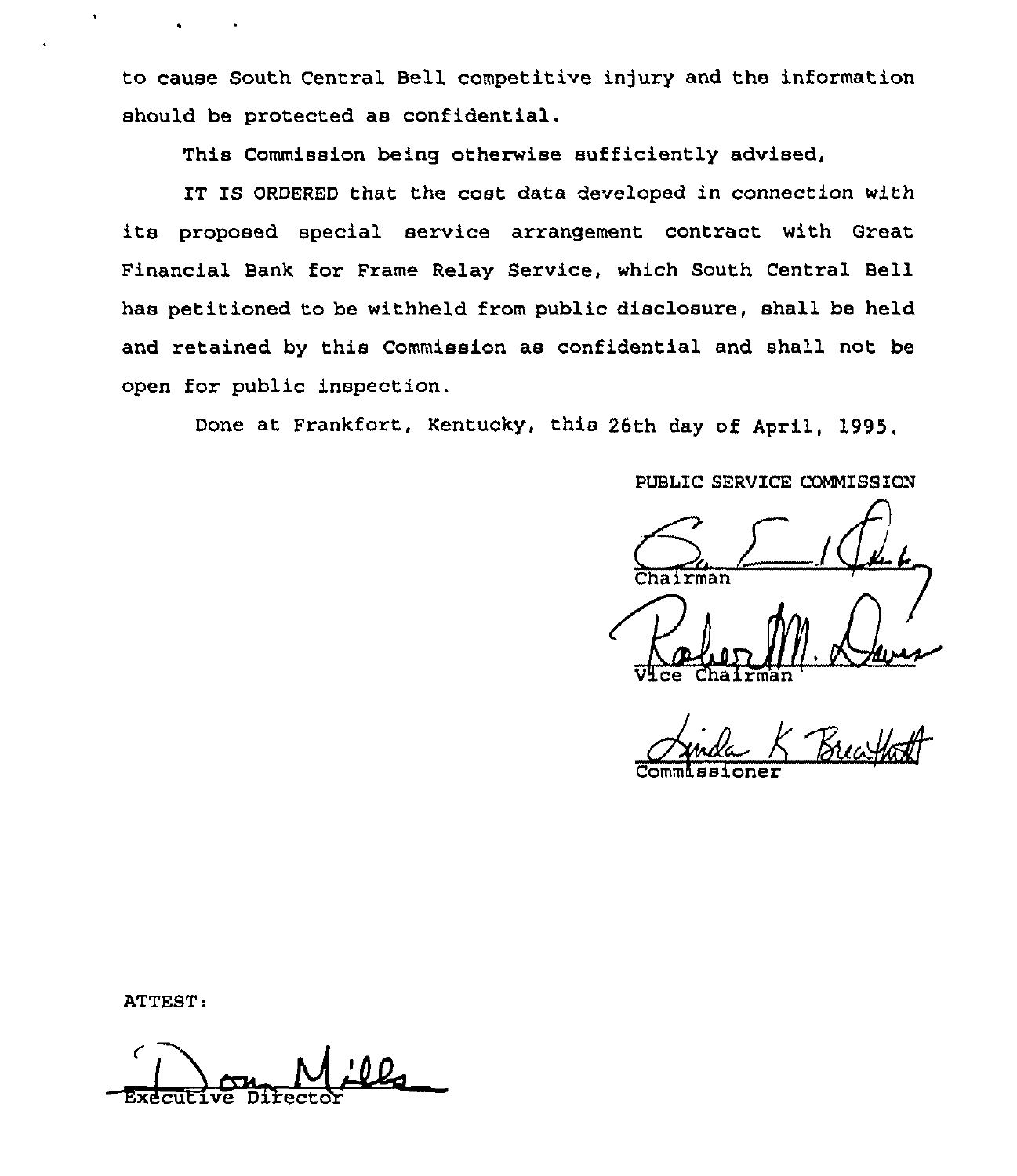to cause South Central Bell competitive injury and the information should be protected as confidential.

This Commission being otherwise sufficiently advised,

IT IS ORDERED that the cost data developed in connection with its proposed special service arrangement contract with Great Financial Bank for Frame Relay Service, which South Central Bell has petitioned to be withheld from public disclosure, shall be held and retained by this Commission as confidential and shall not be open for public inspection.

Done at Frankfort, Kentucky, this 26th day of April, 1995.

PUBLIC SERVICE COMMISSION

Chairman

Vice Chairman

Commissioner

ATTEST:

Executive Director